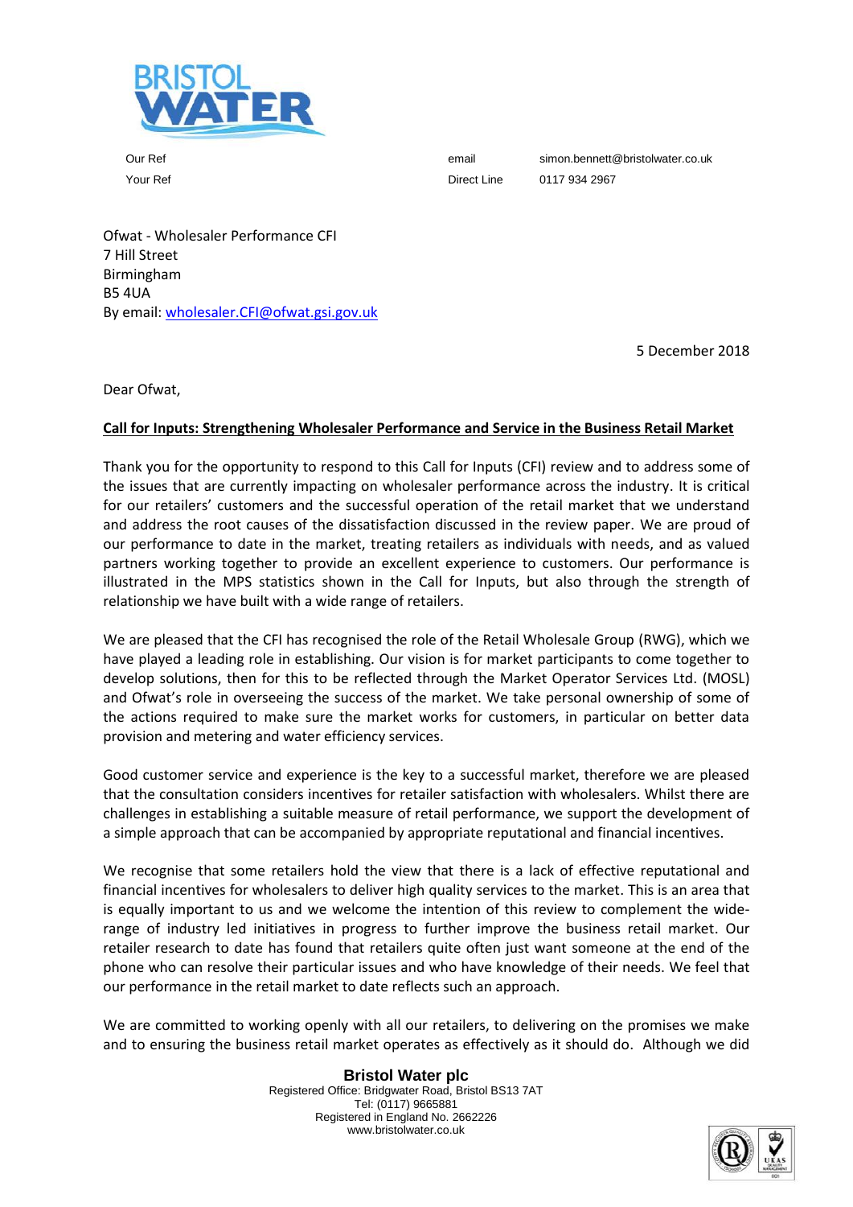Our Ref

Your Ref

email simon.bennett@bristolwater.co.uk

Direct Line 0117 934 2967

Ofwat - Wholesaler Performance CFI
7 Hill Street
Birmingham
B5 4UA
By email: wholesaler.CFI@ofwat.gsi.gov.uk

5 December 2018

Dear Ofwat,

**Call for Inputs: Strengthening Wholesaler Performance and Service in the Business Retail Market**

Thank you for the opportunity to respond to this Call for Inputs (CFI) review and to address some of the issues that are currently impacting on wholesaler performance across the industry. It is critical for our retailers' customers and the successful operation of the retail market that we understand and address the root causes of the dissatisfaction discussed in the review paper. We are proud of our performance to date in the market, treating retailers as individuals with needs, and as valued partners working together to provide an excellent experience to customers. Our performance is illustrated in the MPS statistics shown in the Call for Inputs, but also through the strength of relationship we have built with a wide range of retailers.

We are pleased that the CFI has recognised the role of the Retail Wholesale Group (RWG), which we have played a leading role in establishing. Our vision is for market participants to come together to develop solutions, then for this to be reflected through the Market Operator Services Ltd. (MOSL) and Ofwat's role in overseeing the success of the market. We take personal ownership of some of the actions required to make sure the market works for customers, in particular on better data provision and metering and water efficiency services.

Good customer service and experience is the key to a successful market, therefore we are pleased that the consultation considers incentives for retailer satisfaction with wholesalers. Whilst there are challenges in establishing a suitable measure of retail performance, we support the development of a simple approach that can be accompanied by appropriate reputational and financial incentives.

We recognise that some retailers hold the view that there is a lack of effective reputational and financial incentives for wholesalers to deliver high quality services to the market. This is an area that is equally important to us and we welcome the intention of this review to complement the wide-range of industry led initiatives in progress to further improve the business retail market. Our retailer research to date has found that retailers quite often just want someone at the end of the phone who can resolve their particular issues and who have knowledge of their needs. We feel that our performance in the retail market to date reflects such an approach.

We are committed to working openly with all our retailers, to delivering on the promises we make and to ensuring the business retail market operates as effectively as it should do. Although we did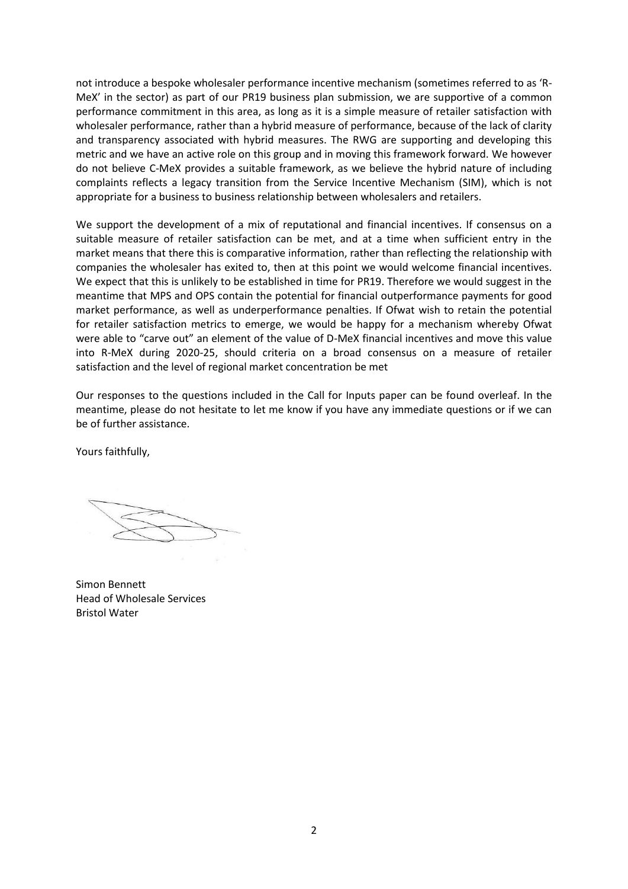not introduce a bespoke wholesaler performance incentive mechanism (sometimes referred to as 'R-MeX' in the sector) as part of our PR19 business plan submission, we are supportive of a common performance commitment in this area, as long as it is a simple measure of retailer satisfaction with wholesaler performance, rather than a hybrid measure of performance, because of the lack of clarity and transparency associated with hybrid measures. The RWG are supporting and developing this metric and we have an active role on this group and in moving this framework forward. We however do not believe C-MeX provides a suitable framework, as we believe the hybrid nature of including complaints reflects a legacy transition from the Service Incentive Mechanism (SIM), which is not appropriate for a business to business relationship between wholesalers and retailers.

We support the development of a mix of reputational and financial incentives. If consensus on a suitable measure of retailer satisfaction can be met, and at a time when sufficient entry in the market means that there this is comparative information, rather than reflecting the relationship with companies the wholesaler has exited to, then at this point we would welcome financial incentives. We expect that this is unlikely to be established in time for PR19. Therefore we would suggest in the meantime that MPS and OPS contain the potential for financial outperformance payments for good market performance, as well as underperformance penalties. If Ofwat wish to retain the potential for retailer satisfaction metrics to emerge, we would be happy for a mechanism whereby Ofwat were able to "carve out" an element of the value of D-MeX financial incentives and move this value into R-MeX during 2020-25, should criteria on a broad consensus on a measure of retailer satisfaction and the level of regional market concentration be met

Our responses to the questions included in the Call for Inputs paper can be found overleaf. In the meantime, please do not hesitate to let me know if you have any immediate questions or if we can be of further assistance.

Yours faithfully,

Simon Bennett
Head of Wholesale Services
Bristol Water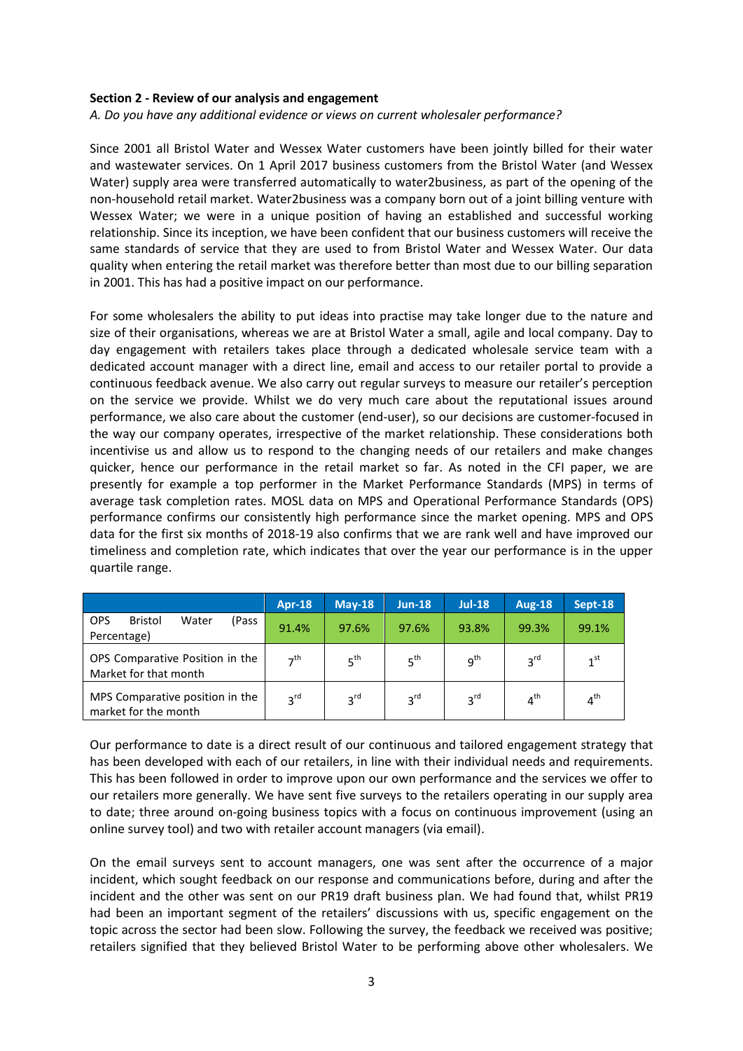**Section 2 - Review of our analysis and engagement**

*A. Do you have any additional evidence or views on current wholesaler performance?*

Since 2001 all Bristol Water and Wessex Water customers have been jointly billed for their water and wastewater services. On 1 April 2017 business customers from the Bristol Water (and Wessex Water) supply area were transferred automatically to water2business, as part of the opening of the non-household retail market. Water2business was a company born out of a joint billing venture with Wessex Water; we were in a unique position of having an established and successful working relationship. Since its inception, we have been confident that our business customers will receive the same standards of service that they are used to from Bristol Water and Wessex Water. Our data quality when entering the retail market was therefore better than most due to our billing separation in 2001. This has had a positive impact on our performance.

For some wholesalers the ability to put ideas into practise may take longer due to the nature and size of their organisations, whereas we are at Bristol Water a small, agile and local company. Day to day engagement with retailers takes place through a dedicated wholesale service team with a dedicated account manager with a direct line, email and access to our retailer portal to provide a continuous feedback avenue. We also carry out regular surveys to measure our retailer's perception on the service we provide. Whilst we do very much care about the reputational issues around performance, we also care about the customer (end-user), so our decisions are customer-focused in the way our company operates, irrespective of the market relationship. These considerations both incentivise us and allow us to respond to the changing needs of our retailers and make changes quicker, hence our performance in the retail market so far. As noted in the CFI paper, we are presently for example a top performer in the Market Performance Standards (MPS) in terms of average task completion rates. MOSL data on MPS and Operational Performance Standards (OPS) performance confirms our consistently high performance since the market opening. MPS and OPS data for the first six months of 2018-19 also confirms that we are rank well and have improved our timeliness and completion rate, which indicates that over the year our performance is in the upper quartile range.

| | Apr-18 | May-18 | Jun-18 | Jul-18 | Aug-18 | Sept-18 |
|---|---|---|---|---|---|---|
| OPS Bristol Water (Pass Percentage) | 91.4% | 97.6% | 97.6% | 93.8% | 99.3% | 99.1% |
| OPS Comparative Position in the Market for that month | 7th | 5th | 5th | 9th | 3rd | 1st |
| MPS Comparative position in the market for the month | 3rd | 3rd | 3rd | 3rd | 4th | 4th |

Our performance to date is a direct result of our continuous and tailored engagement strategy that has been developed with each of our retailers, in line with their individual needs and requirements. This has been followed in order to improve upon our own performance and the services we offer to our retailers more generally. We have sent five surveys to the retailers operating in our supply area to date; three around on-going business topics with a focus on continuous improvement (using an online survey tool) and two with retailer account managers (via email).

On the email surveys sent to account managers, one was sent after the occurrence of a major incident, which sought feedback on our response and communications before, during and after the incident and the other was sent on our PR19 draft business plan. We had found that, whilst PR19 had been an important segment of the retailers' discussions with us, specific engagement on the topic across the sector had been slow. Following the survey, the feedback we received was positive; retailers signified that they believed Bristol Water to be performing above other wholesalers. We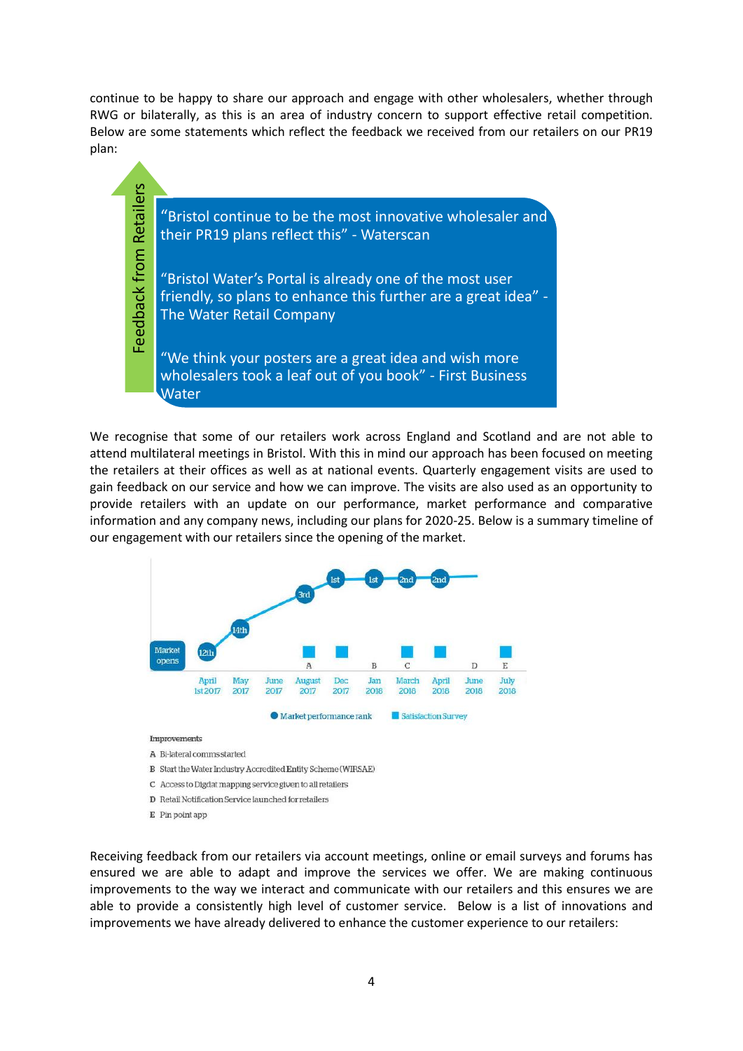continue to be happy to share our approach and engage with other wholesalers, whether through RWG or bilaterally, as this is an area of industry concern to support effective retail competition. Below are some statements which reflect the feedback we received from our retailers on our PR19 plan:

**Feedback from Retailers**

"Bristol continue to be the most innovative wholesaler and their PR19 plans reflect this" - Waterscan

"Bristol Water's Portal is already one of the most user friendly, so plans to enhance this further are a great idea" - The Water Retail Company

"We think your posters are a great idea and wish more wholesalers took a leaf out of you book" - First Business Water

We recognise that some of our retailers work across England and Scotland and are not able to attend multilateral meetings in Bristol. With this in mind our approach has been focused on meeting the retailers at their offices as well as at national events. Quarterly engagement visits are used to gain feedback on our service and how we can improve. The visits are also used as an opportunity to provide retailers with an update on our performance, market performance and comparative information and any company news, including our plans for 2020-25. Below is a summary timeline of our engagement with our retailers since the opening of the market.

| | April 1st 2017 | May 2017 | June 2017 | August 2017 | Dec 2017 | Jan 2018 | March 2018 | April 2018 | June 2018 | July 2018 |
|---|---|---|---|---|---|---|---|---|---|---|
| Market performance rank | 12th | 14th | | 3rd | 1st | 1st | 2nd | 2nd | | |
| Satisfaction Survey | | | | ■ | ■ | | ■ | ■ | | ■ |
| Improvements | | | | A | | B | C | | D | E |

Market opens: April 1st 2017

**Improvements**

A Bi-lateral comms started

B Start the Water Industry Accredited Entity Scheme (WIRSAE)

C Access to Digdat mapping service given to all retailers

D Retail Notification Service launched for retailers

E Pin point app

Receiving feedback from our retailers via account meetings, online or email surveys and forums has ensured we are able to adapt and improve the services we offer. We are making continuous improvements to the way we interact and communicate with our retailers and this ensures we are able to provide a consistently high level of customer service. Below is a list of innovations and improvements we have already delivered to enhance the customer experience to our retailers: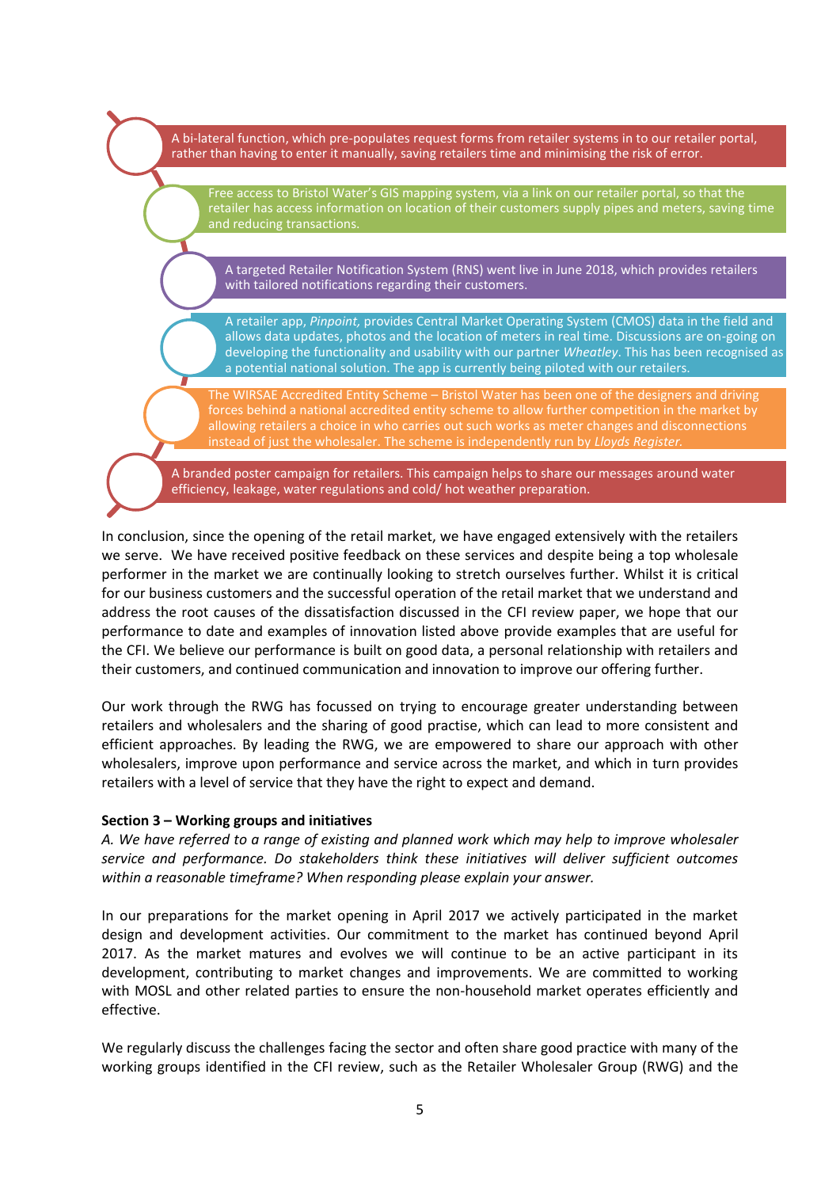- A bi-lateral function, which pre-populates request forms from retailer systems in to our retailer portal, rather than having to enter it manually, saving retailers time and minimising the risk of error.
- Free access to Bristol Water's GIS mapping system, via a link on our retailer portal, so that the retailer has access information on location of their customers supply pipes and meters, saving time and reducing transactions.
- A targeted Retailer Notification System (RNS) went live in June 2018, which provides retailers with tailored notifications regarding their customers.
- A retailer app, *Pinpoint,* provides Central Market Operating System (CMOS) data in the field and allows data updates, photos and the location of meters in real time. Discussions are on-going on developing the functionality and usability with our partner *Wheatley*. This has been recognised as a potential national solution. The app is currently being piloted with our retailers.
- The WIRSAE Accredited Entity Scheme – Bristol Water has been one of the designers and driving forces behind a national accredited entity scheme to allow further competition in the market by allowing retailers a choice in who carries out such works as meter changes and disconnections instead of just the wholesaler. The scheme is independently run by *Lloyds Register*.
- A branded poster campaign for retailers. This campaign helps to share our messages around water efficiency, leakage, water regulations and cold/ hot weather preparation.

In conclusion, since the opening of the retail market, we have engaged extensively with the retailers we serve. We have received positive feedback on these services and despite being a top wholesale performer in the market we are continually looking to stretch ourselves further. Whilst it is critical for our business customers and the successful operation of the retail market that we understand and address the root causes of the dissatisfaction discussed in the CFI review paper, we hope that our performance to date and examples of innovation listed above provide examples that are useful for the CFI. We believe our performance is built on good data, a personal relationship with retailers and their customers, and continued communication and innovation to improve our offering further.

Our work through the RWG has focussed on trying to encourage greater understanding between retailers and wholesalers and the sharing of good practise, which can lead to more consistent and efficient approaches. By leading the RWG, we are empowered to share our approach with other wholesalers, improve upon performance and service across the market, and which in turn provides retailers with a level of service that they have the right to expect and demand.

**Section 3 – Working groups and initiatives**

*A. We have referred to a range of existing and planned work which may help to improve wholesaler service and performance. Do stakeholders think these initiatives will deliver sufficient outcomes within a reasonable timeframe? When responding please explain your answer.*

In our preparations for the market opening in April 2017 we actively participated in the market design and development activities. Our commitment to the market has continued beyond April 2017. As the market matures and evolves we will continue to be an active participant in its development, contributing to market changes and improvements. We are committed to working with MOSL and other related parties to ensure the non-household market operates efficiently and effective.

We regularly discuss the challenges facing the sector and often share good practice with many of the working groups identified in the CFI review, such as the Retailer Wholesaler Group (RWG) and the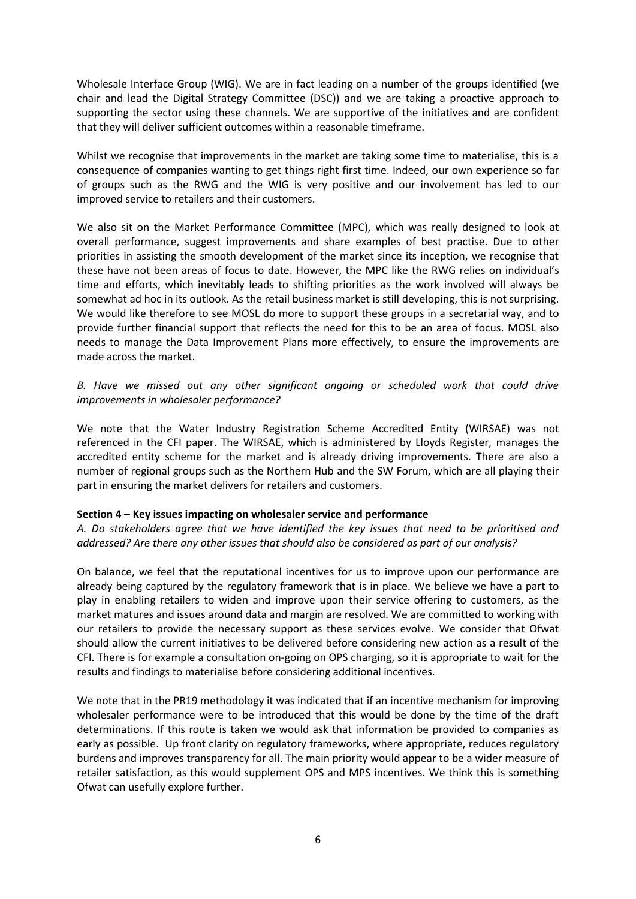Wholesale Interface Group (WIG). We are in fact leading on a number of the groups identified (we chair and lead the Digital Strategy Committee (DSC)) and we are taking a proactive approach to supporting the sector using these channels. We are supportive of the initiatives and are confident that they will deliver sufficient outcomes within a reasonable timeframe.

Whilst we recognise that improvements in the market are taking some time to materialise, this is a consequence of companies wanting to get things right first time. Indeed, our own experience so far of groups such as the RWG and the WIG is very positive and our involvement has led to our improved service to retailers and their customers.

We also sit on the Market Performance Committee (MPC), which was really designed to look at overall performance, suggest improvements and share examples of best practise. Due to other priorities in assisting the smooth development of the market since its inception, we recognise that these have not been areas of focus to date. However, the MPC like the RWG relies on individual's time and efforts, which inevitably leads to shifting priorities as the work involved will always be somewhat ad hoc in its outlook. As the retail business market is still developing, this is not surprising. We would like therefore to see MOSL do more to support these groups in a secretarial way, and to provide further financial support that reflects the need for this to be an area of focus. MOSL also needs to manage the Data Improvement Plans more effectively, to ensure the improvements are made across the market.

*B. Have we missed out any other significant ongoing or scheduled work that could drive improvements in wholesaler performance?*

We note that the Water Industry Registration Scheme Accredited Entity (WIRSAE) was not referenced in the CFI paper. The WIRSAE, which is administered by Lloyds Register, manages the accredited entity scheme for the market and is already driving improvements. There are also a number of regional groups such as the Northern Hub and the SW Forum, which are all playing their part in ensuring the market delivers for retailers and customers.

**Section 4 – Key issues impacting on wholesaler service and performance**

*A. Do stakeholders agree that we have identified the key issues that need to be prioritised and addressed? Are there any other issues that should also be considered as part of our analysis?*

On balance, we feel that the reputational incentives for us to improve upon our performance are already being captured by the regulatory framework that is in place. We believe we have a part to play in enabling retailers to widen and improve upon their service offering to customers, as the market matures and issues around data and margin are resolved. We are committed to working with our retailers to provide the necessary support as these services evolve. We consider that Ofwat should allow the current initiatives to be delivered before considering new action as a result of the CFI. There is for example a consultation on-going on OPS charging, so it is appropriate to wait for the results and findings to materialise before considering additional incentives.

We note that in the PR19 methodology it was indicated that if an incentive mechanism for improving wholesaler performance were to be introduced that this would be done by the time of the draft determinations. If this route is taken we would ask that information be provided to companies as early as possible. Up front clarity on regulatory frameworks, where appropriate, reduces regulatory burdens and improves transparency for all. The main priority would appear to be a wider measure of retailer satisfaction, as this would supplement OPS and MPS incentives. We think this is something Ofwat can usefully explore further.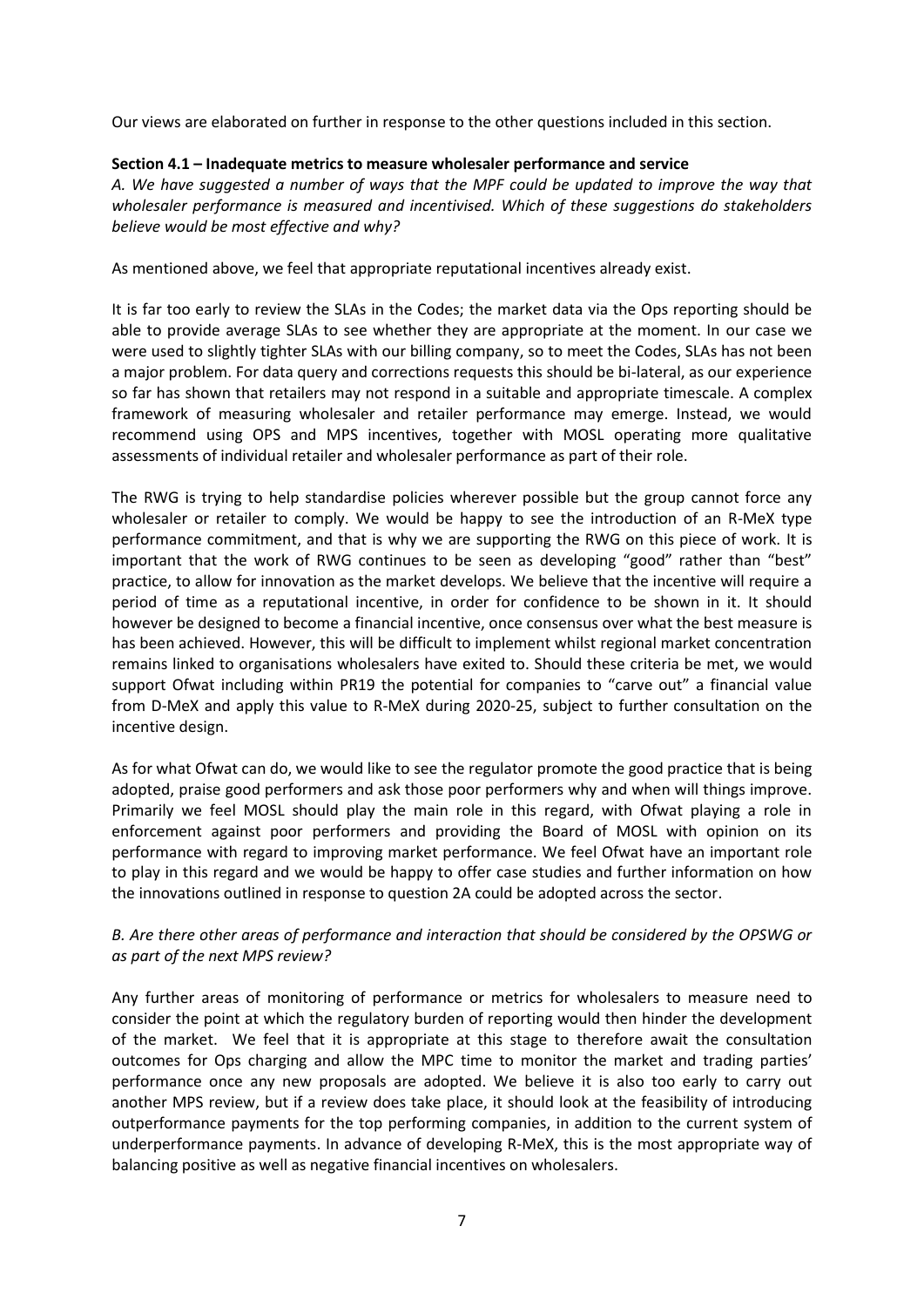Our views are elaborated on further in response to the other questions included in this section.

**Section 4.1 – Inadequate metrics to measure wholesaler performance and service**

*A. We have suggested a number of ways that the MPF could be updated to improve the way that wholesaler performance is measured and incentivised. Which of these suggestions do stakeholders believe would be most effective and why?*

As mentioned above, we feel that appropriate reputational incentives already exist.

It is far too early to review the SLAs in the Codes; the market data via the Ops reporting should be able to provide average SLAs to see whether they are appropriate at the moment. In our case we were used to slightly tighter SLAs with our billing company, so to meet the Codes, SLAs has not been a major problem. For data query and corrections requests this should be bi-lateral, as our experience so far has shown that retailers may not respond in a suitable and appropriate timescale. A complex framework of measuring wholesaler and retailer performance may emerge. Instead, we would recommend using OPS and MPS incentives, together with MOSL operating more qualitative assessments of individual retailer and wholesaler performance as part of their role.

The RWG is trying to help standardise policies wherever possible but the group cannot force any wholesaler or retailer to comply. We would be happy to see the introduction of an R-MeX type performance commitment, and that is why we are supporting the RWG on this piece of work. It is important that the work of RWG continues to be seen as developing "good" rather than "best" practice, to allow for innovation as the market develops. We believe that the incentive will require a period of time as a reputational incentive, in order for confidence to be shown in it. It should however be designed to become a financial incentive, once consensus over what the best measure is has been achieved. However, this will be difficult to implement whilst regional market concentration remains linked to organisations wholesalers have exited to. Should these criteria be met, we would support Ofwat including within PR19 the potential for companies to "carve out" a financial value from D-MeX and apply this value to R-MeX during 2020-25, subject to further consultation on the incentive design.

As for what Ofwat can do, we would like to see the regulator promote the good practice that is being adopted, praise good performers and ask those poor performers why and when will things improve. Primarily we feel MOSL should play the main role in this regard, with Ofwat playing a role in enforcement against poor performers and providing the Board of MOSL with opinion on its performance with regard to improving market performance. We feel Ofwat have an important role to play in this regard and we would be happy to offer case studies and further information on how the innovations outlined in response to question 2A could be adopted across the sector.

*B. Are there other areas of performance and interaction that should be considered by the OPSWG or as part of the next MPS review?*

Any further areas of monitoring of performance or metrics for wholesalers to measure need to consider the point at which the regulatory burden of reporting would then hinder the development of the market. We feel that it is appropriate at this stage to therefore await the consultation outcomes for Ops charging and allow the MPC time to monitor the market and trading parties' performance once any new proposals are adopted. We believe it is also too early to carry out another MPS review, but if a review does take place, it should look at the feasibility of introducing outperformance payments for the top performing companies, in addition to the current system of underperformance payments. In advance of developing R-MeX, this is the most appropriate way of balancing positive as well as negative financial incentives on wholesalers.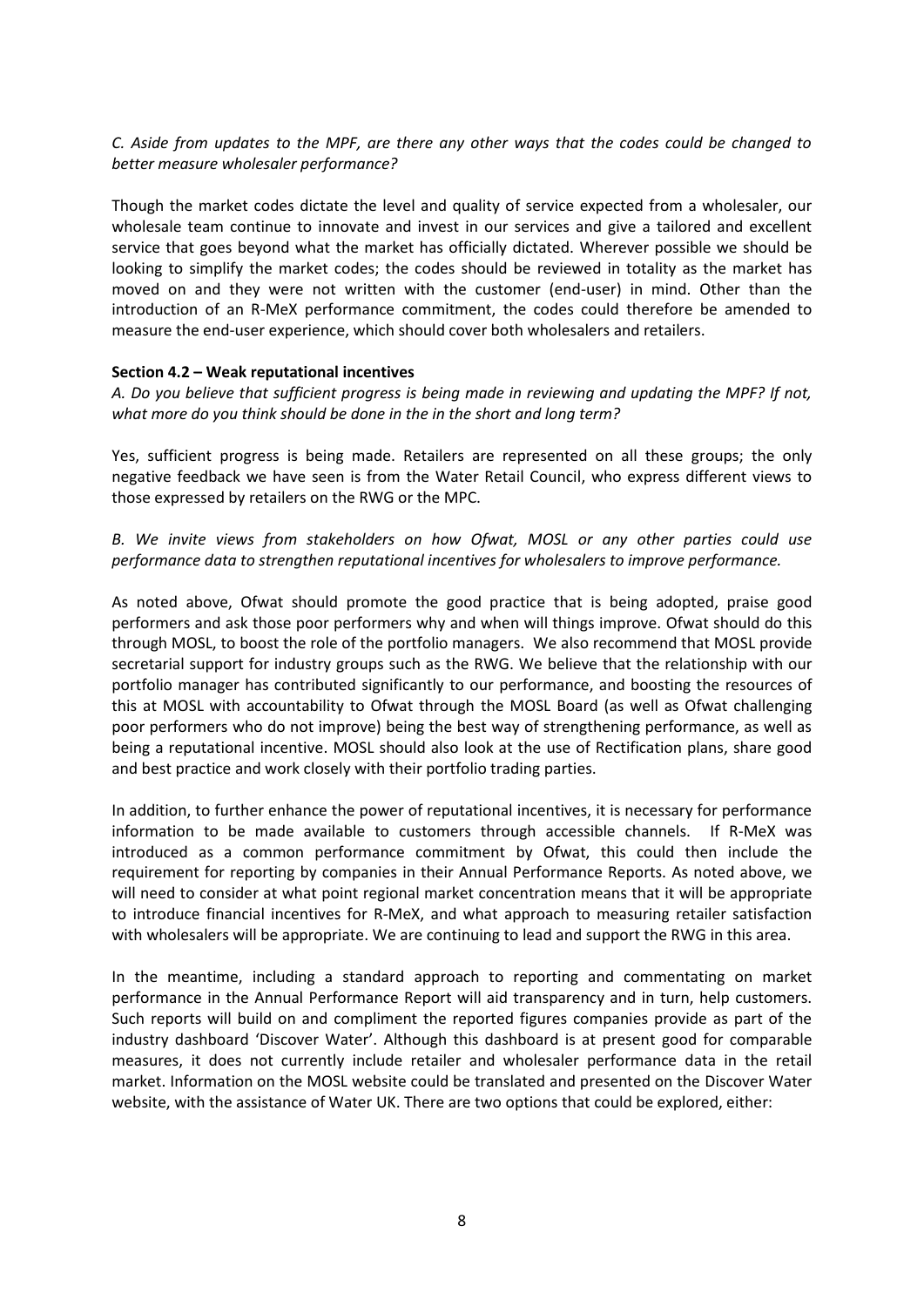*C. Aside from updates to the MPF, are there any other ways that the codes could be changed to better measure wholesaler performance?*

Though the market codes dictate the level and quality of service expected from a wholesaler, our wholesale team continue to innovate and invest in our services and give a tailored and excellent service that goes beyond what the market has officially dictated. Wherever possible we should be looking to simplify the market codes; the codes should be reviewed in totality as the market has moved on and they were not written with the customer (end-user) in mind. Other than the introduction of an R-MeX performance commitment, the codes could therefore be amended to measure the end-user experience, which should cover both wholesalers and retailers.

**Section 4.2 – Weak reputational incentives**

*A. Do you believe that sufficient progress is being made in reviewing and updating the MPF? If not, what more do you think should be done in the in the short and long term?*

Yes, sufficient progress is being made. Retailers are represented on all these groups; the only negative feedback we have seen is from the Water Retail Council, who express different views to those expressed by retailers on the RWG or the MPC.

*B. We invite views from stakeholders on how Ofwat, MOSL or any other parties could use performance data to strengthen reputational incentives for wholesalers to improve performance.*

As noted above, Ofwat should promote the good practice that is being adopted, praise good performers and ask those poor performers why and when will things improve. Ofwat should do this through MOSL, to boost the role of the portfolio managers. We also recommend that MOSL provide secretarial support for industry groups such as the RWG. We believe that the relationship with our portfolio manager has contributed significantly to our performance, and boosting the resources of this at MOSL with accountability to Ofwat through the MOSL Board (as well as Ofwat challenging poor performers who do not improve) being the best way of strengthening performance, as well as being a reputational incentive. MOSL should also look at the use of Rectification plans, share good and best practice and work closely with their portfolio trading parties.

In addition, to further enhance the power of reputational incentives, it is necessary for performance information to be made available to customers through accessible channels. If R-MeX was introduced as a common performance commitment by Ofwat, this could then include the requirement for reporting by companies in their Annual Performance Reports. As noted above, we will need to consider at what point regional market concentration means that it will be appropriate to introduce financial incentives for R-MeX, and what approach to measuring retailer satisfaction with wholesalers will be appropriate. We are continuing to lead and support the RWG in this area.

In the meantime, including a standard approach to reporting and commentating on market performance in the Annual Performance Report will aid transparency and in turn, help customers. Such reports will build on and compliment the reported figures companies provide as part of the industry dashboard 'Discover Water'. Although this dashboard is at present good for comparable measures, it does not currently include retailer and wholesaler performance data in the retail market. Information on the MOSL website could be translated and presented on the Discover Water website, with the assistance of Water UK. There are two options that could be explored, either: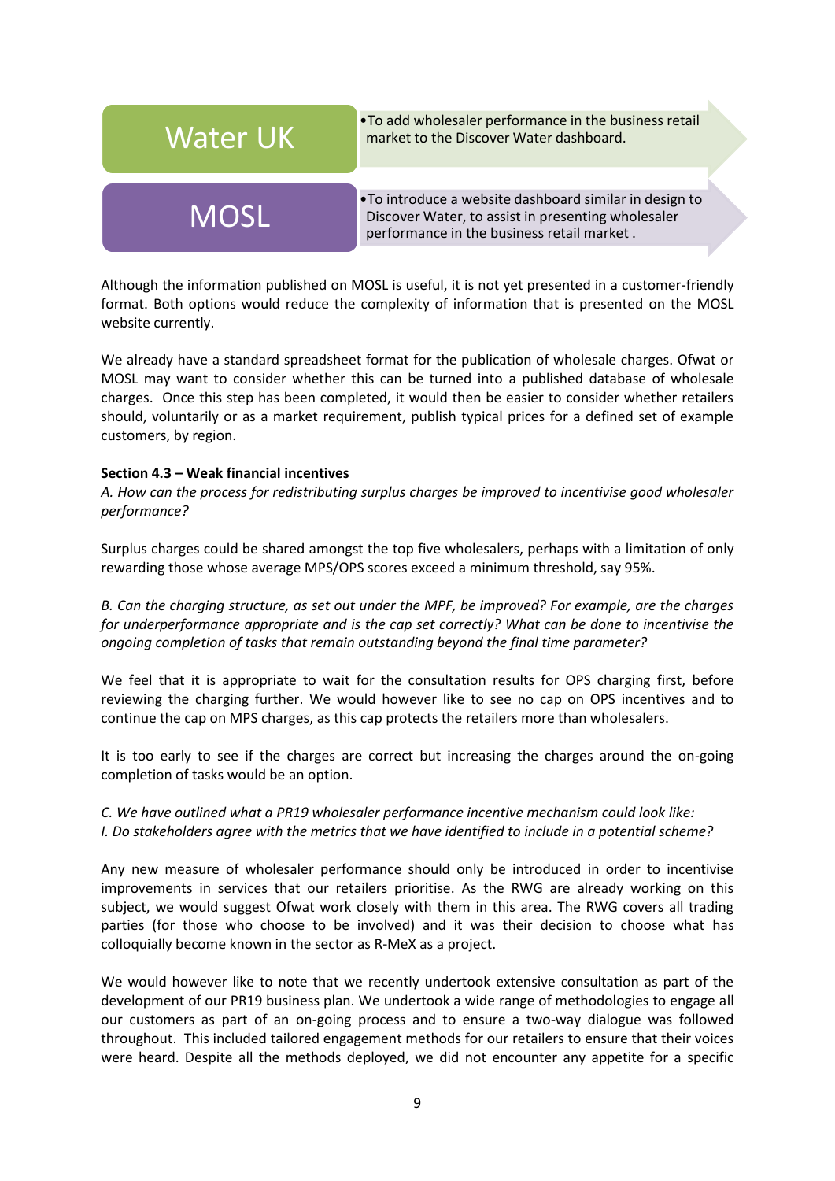| | |
|---|---|
| Water UK | • To add wholesaler performance in the business retail market to the Discover Water dashboard. |
| MOSL | • To introduce a website dashboard similar in design to Discover Water, to assist in presenting wholesaler performance in the business retail market . |

Although the information published on MOSL is useful, it is not yet presented in a customer-friendly format. Both options would reduce the complexity of information that is presented on the MOSL website currently.

We already have a standard spreadsheet format for the publication of wholesale charges. Ofwat or MOSL may want to consider whether this can be turned into a published database of wholesale charges. Once this step has been completed, it would then be easier to consider whether retailers should, voluntarily or as a market requirement, publish typical prices for a defined set of example customers, by region.

**Section 4.3 – Weak financial incentives**

*A. How can the process for redistributing surplus charges be improved to incentivise good wholesaler performance?*

Surplus charges could be shared amongst the top five wholesalers, perhaps with a limitation of only rewarding those whose average MPS/OPS scores exceed a minimum threshold, say 95%.

*B. Can the charging structure, as set out under the MPF, be improved? For example, are the charges for underperformance appropriate and is the cap set correctly? What can be done to incentivise the ongoing completion of tasks that remain outstanding beyond the final time parameter?*

We feel that it is appropriate to wait for the consultation results for OPS charging first, before reviewing the charging further. We would however like to see no cap on OPS incentives and to continue the cap on MPS charges, as this cap protects the retailers more than wholesalers.

It is too early to see if the charges are correct but increasing the charges around the on-going completion of tasks would be an option.

*C. We have outlined what a PR19 wholesaler performance incentive mechanism could look like:*
*I. Do stakeholders agree with the metrics that we have identified to include in a potential scheme?*

Any new measure of wholesaler performance should only be introduced in order to incentivise improvements in services that our retailers prioritise. As the RWG are already working on this subject, we would suggest Ofwat work closely with them in this area. The RWG covers all trading parties (for those who choose to be involved) and it was their decision to choose what has colloquially become known in the sector as R-MeX as a project.

We would however like to note that we recently undertook extensive consultation as part of the development of our PR19 business plan. We undertook a wide range of methodologies to engage all our customers as part of an on-going process and to ensure a two-way dialogue was followed throughout. This included tailored engagement methods for our retailers to ensure that their voices were heard. Despite all the methods deployed, we did not encounter any appetite for a specific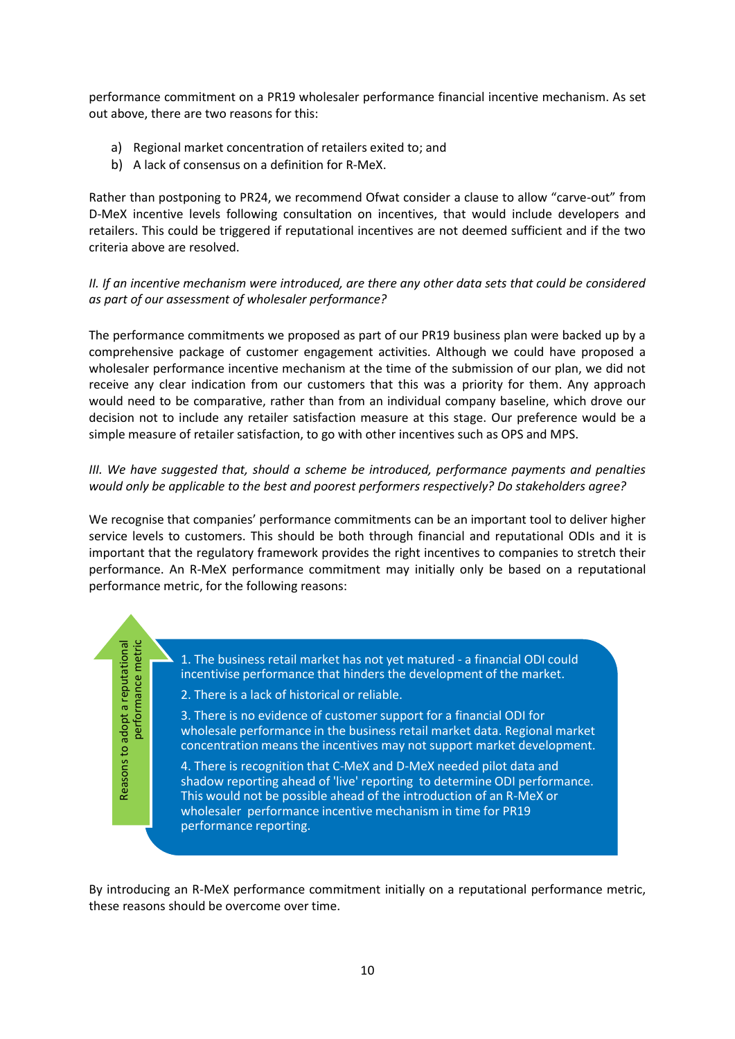performance commitment on a PR19 wholesaler performance financial incentive mechanism. As set out above, there are two reasons for this:

a) Regional market concentration of retailers exited to; and
b) A lack of consensus on a definition for R-MeX.

Rather than postponing to PR24, we recommend Ofwat consider a clause to allow "carve-out" from D-MeX incentive levels following consultation on incentives, that would include developers and retailers. This could be triggered if reputational incentives are not deemed sufficient and if the two criteria above are resolved.

*II. If an incentive mechanism were introduced, are there any other data sets that could be considered as part of our assessment of wholesaler performance?*

The performance commitments we proposed as part of our PR19 business plan were backed up by a comprehensive package of customer engagement activities. Although we could have proposed a wholesaler performance incentive mechanism at the time of the submission of our plan, we did not receive any clear indication from our customers that this was a priority for them. Any approach would need to be comparative, rather than from an individual company baseline, which drove our decision not to include any retailer satisfaction measure at this stage. Our preference would be a simple measure of retailer satisfaction, to go with other incentives such as OPS and MPS.

*III. We have suggested that, should a scheme be introduced, performance payments and penalties would only be applicable to the best and poorest performers respectively? Do stakeholders agree?*

We recognise that companies' performance commitments can be an important tool to deliver higher service levels to customers. This should be both through financial and reputational ODIs and it is important that the regulatory framework provides the right incentives to companies to stretch their performance. An R-MeX performance commitment may initially only be based on a reputational performance metric, for the following reasons:

**Reasons to adopt a reputational performance metric**

1. The business retail market has not yet matured - a financial ODI could incentivise performance that hinders the development of the market.
2. There is a lack of historical or reliable.
3. There is no evidence of customer support for a financial ODI for wholesale performance in the business retail market data. Regional market concentration means the incentives may not support market development.
4. There is recognition that C-MeX and D-MeX needed pilot data and shadow reporting ahead of 'live' reporting to determine ODI performance. This would not be possible ahead of the introduction of an R-MeX or wholesaler performance incentive mechanism in time for PR19 performance reporting.

By introducing an R-MeX performance commitment initially on a reputational performance metric, these reasons should be overcome over time.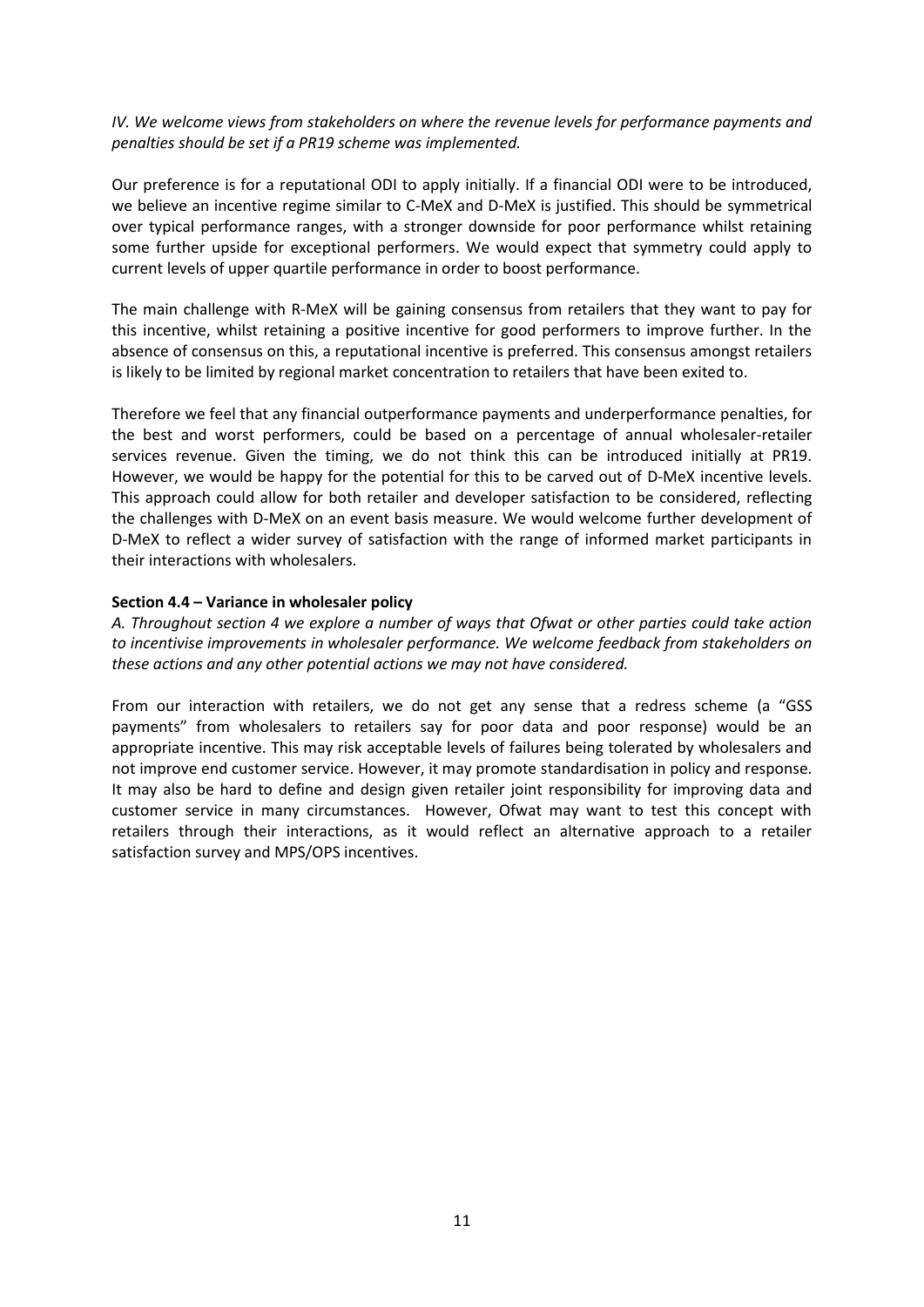*IV. We welcome views from stakeholders on where the revenue levels for performance payments and penalties should be set if a PR19 scheme was implemented.*

Our preference is for a reputational ODI to apply initially. If a financial ODI were to be introduced, we believe an incentive regime similar to C-MeX and D-MeX is justified. This should be symmetrical over typical performance ranges, with a stronger downside for poor performance whilst retaining some further upside for exceptional performers. We would expect that symmetry could apply to current levels of upper quartile performance in order to boost performance.

The main challenge with R-MeX will be gaining consensus from retailers that they want to pay for this incentive, whilst retaining a positive incentive for good performers to improve further. In the absence of consensus on this, a reputational incentive is preferred. This consensus amongst retailers is likely to be limited by regional market concentration to retailers that have been exited to.

Therefore we feel that any financial outperformance payments and underperformance penalties, for the best and worst performers, could be based on a percentage of annual wholesaler-retailer services revenue. Given the timing, we do not think this can be introduced initially at PR19. However, we would be happy for the potential for this to be carved out of D-MeX incentive levels. This approach could allow for both retailer and developer satisfaction to be considered, reflecting the challenges with D-MeX on an event basis measure. We would welcome further development of D-MeX to reflect a wider survey of satisfaction with the range of informed market participants in their interactions with wholesalers.

**Section 4.4 – Variance in wholesaler policy**

*A. Throughout section 4 we explore a number of ways that Ofwat or other parties could take action to incentivise improvements in wholesaler performance. We welcome feedback from stakeholders on these actions and any other potential actions we may not have considered.*

From our interaction with retailers, we do not get any sense that a redress scheme (a "GSS payments" from wholesalers to retailers say for poor data and poor response) would be an appropriate incentive. This may risk acceptable levels of failures being tolerated by wholesalers and not improve end customer service. However, it may promote standardisation in policy and response. It may also be hard to define and design given retailer joint responsibility for improving data and customer service in many circumstances. However, Ofwat may want to test this concept with retailers through their interactions, as it would reflect an alternative approach to a retailer satisfaction survey and MPS/OPS incentives.